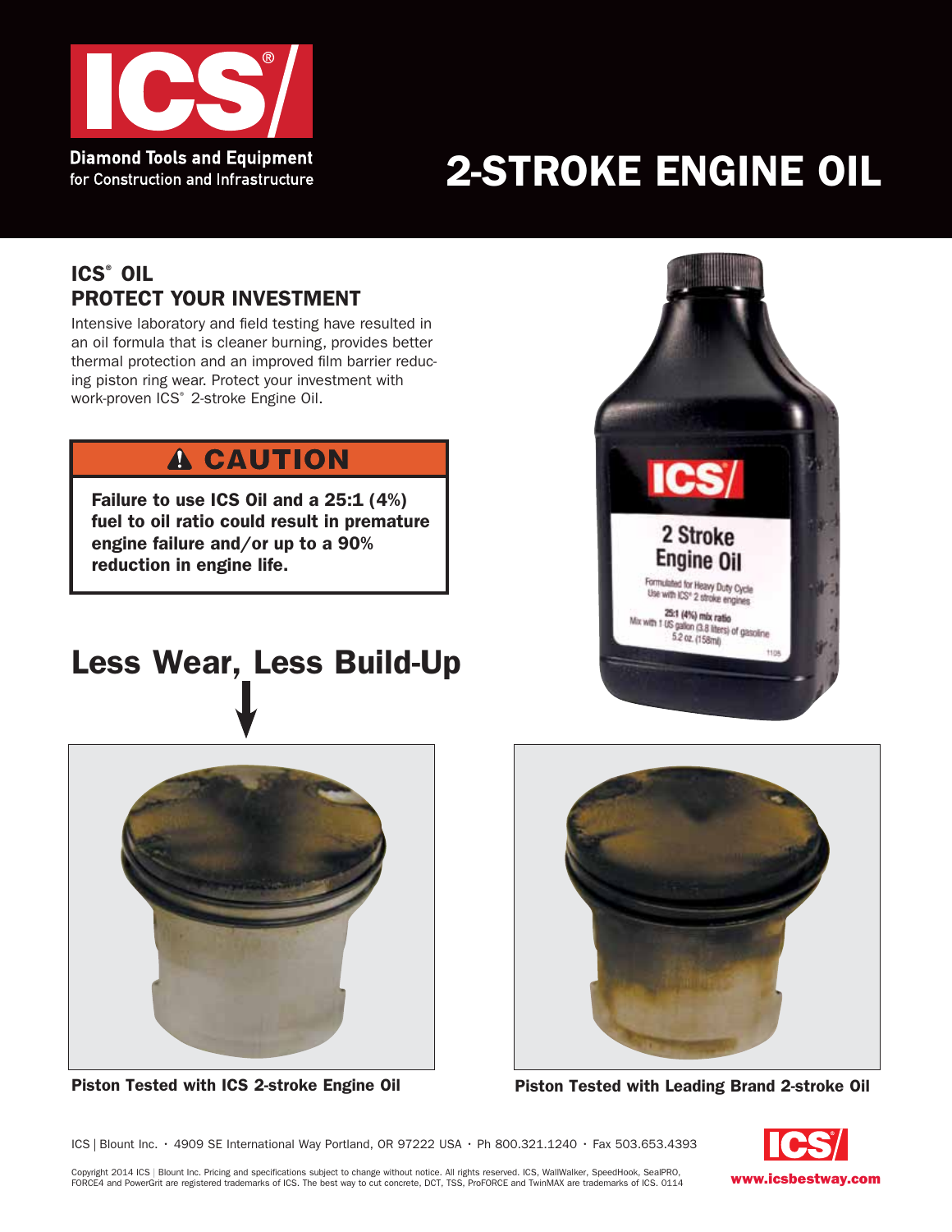**ICS®**

**Diamond Tools and Equipment**
for Construction and Infrastructure

# 2-STROKE ENGINE OIL

## ICS® OIL
## PROTECT YOUR INVESTMENT

Intensive laboratory and field testing have resulted in an oil formula that is cleaner burning, provides better thermal protection and an improved film barrier reducing piston ring wear. Protect your investment with work-proven ICS® 2-stroke Engine Oil.

> **⚠ CAUTION**
>
> **Failure to use ICS Oil and a 25:1 (4%) fuel to oil ratio could result in premature engine failure and/or up to a 90% reduction in engine life.**

ICS
2 Stroke
Engine Oil
Formulated for Heavy Duty Cycle
Use with ICS® 2 stroke engines
25:1 (4%) mix ratio
Mix with 1 US gallon (3.8 liters) of gasoline
5.2 oz. (158ml)
1105

## Less Wear, Less Build-Up

**Piston Tested with ICS 2-stroke Engine Oil**

**Piston Tested with Leading Brand 2-stroke Oil**

ICS | Blount Inc. • 4909 SE International Way Portland, OR 97222 USA • Ph 800.321.1240 • Fax 503.653.4393

Copyright 2014 ICS | Blount Inc. Pricing and specifications subject to change without notice. All rights reserved. ICS, WallWalker, SpeedHook, SealPRO, FORCE4 and PowerGrit are registered trademarks of ICS. The best way to cut concrete, DCT, TSS, ProFORCE and TwinMAX are trademarks of ICS. 0114

**www.icsbestway.com**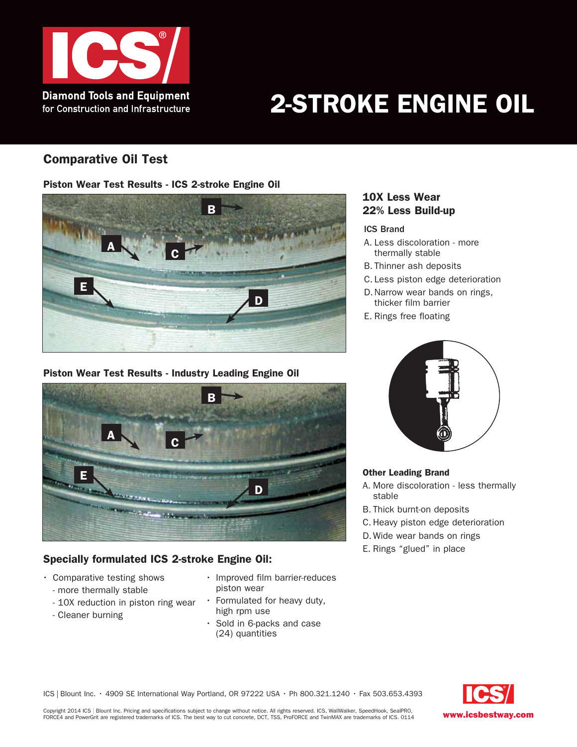ICS®

Diamond Tools and Equipment
for Construction and Infrastructure

# 2-STROKE ENGINE OIL

## Comparative Oil Test

### Piston Wear Test Results - ICS 2-stroke Engine Oil

### Piston Wear Test Results - Industry Leading Engine Oil

**10X Less Wear**
**22% Less Build-up**

**ICS Brand**

A. Less discoloration - more thermally stable
B. Thinner ash deposits
C. Less piston edge deterioration
D. Narrow wear bands on rings, thicker film barrier
E. Rings free floating

**Other Leading Brand**

A. More discoloration - less thermally stable
B. Thick burnt-on deposits
C. Heavy piston edge deterioration
D. Wide wear bands on rings
E. Rings "glued" in place

## Specially formulated ICS 2-stroke Engine Oil:

- Comparative testing shows
  - more thermally stable
  - 10X reduction in piston ring wear
  - Cleaner burning
- Improved film barrier-reduces piston wear
- Formulated for heavy duty, high rpm use
- Sold in 6-packs and case (24) quantities

ICS | Blount Inc. · 4909 SE International Way Portland, OR 97222 USA · Ph 800.321.1240 · Fax 503.653.4393

Copyright 2014 ICS | Blount Inc. Pricing and specifications subject to change without notice. All rights reserved. ICS, WallWalker, SpeedHook, SealPRO, FORCE4 and PowerGrit are registered trademarks of ICS. The best way to cut concrete, DCT, TSS, ProFORCE and TwinMAX are trademarks of ICS. 0114

www.icsbestway.com